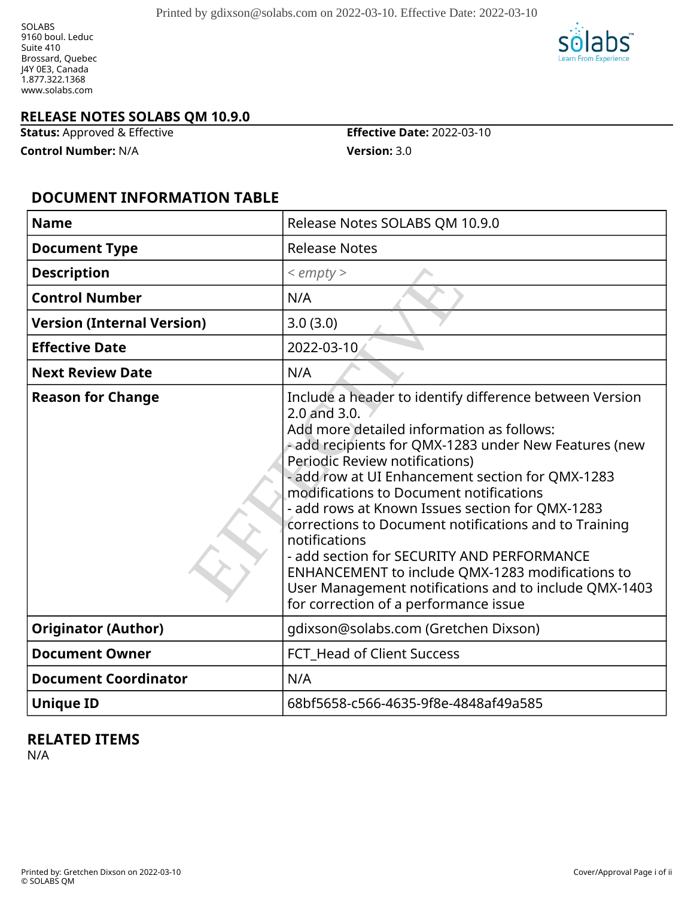SOLABS
9160 boul. Leduc
Suite 410
Brossard, Quebec
J4Y 0E3, Canada
1.877.322.1368
www.solabs.com

# RELEASE NOTES SOLABS QM 10.9.0

**Status:** Approved & Effective | **Effective Date:** 2022-03-10
**Control Number:** N/A | **Version:** 3.0

## DOCUMENT INFORMATION TABLE

| **Name** | Release Notes SOLABS QM 10.9.0 |
|---|---|
| **Document Type** | Release Notes |
| **Description** | *< empty >* |
| **Control Number** | N/A |
| **Version (Internal Version)** | 3.0 (3.0) |
| **Effective Date** | 2022-03-10 |
| **Next Review Date** | N/A |
| **Reason for Change** | Include a header to identify difference between Version 2.0 and 3.0.<br>Add more detailed information as follows:<br>- add recipients for QMX-1283 under New Features (new Periodic Review notifications)<br>- add row at UI Enhancement section for QMX-1283 modifications to Document notifications<br>- add rows at Known Issues section for QMX-1283 corrections to Document notifications and to Training notifications<br>- add section for SECURITY AND PERFORMANCE ENHANCEMENT to include QMX-1283 modifications to User Management notifications and to include QMX-1403 for correction of a performance issue |
| **Originator (Author)** | gdixson@solabs.com (Gretchen Dixson) |
| **Document Owner** | FCT_Head of Client Success |
| **Document Coordinator** | N/A |
| **Unique ID** | 68bf5658-c566-4635-9f8e-4848af49a585 |

## RELATED ITEMS

N/A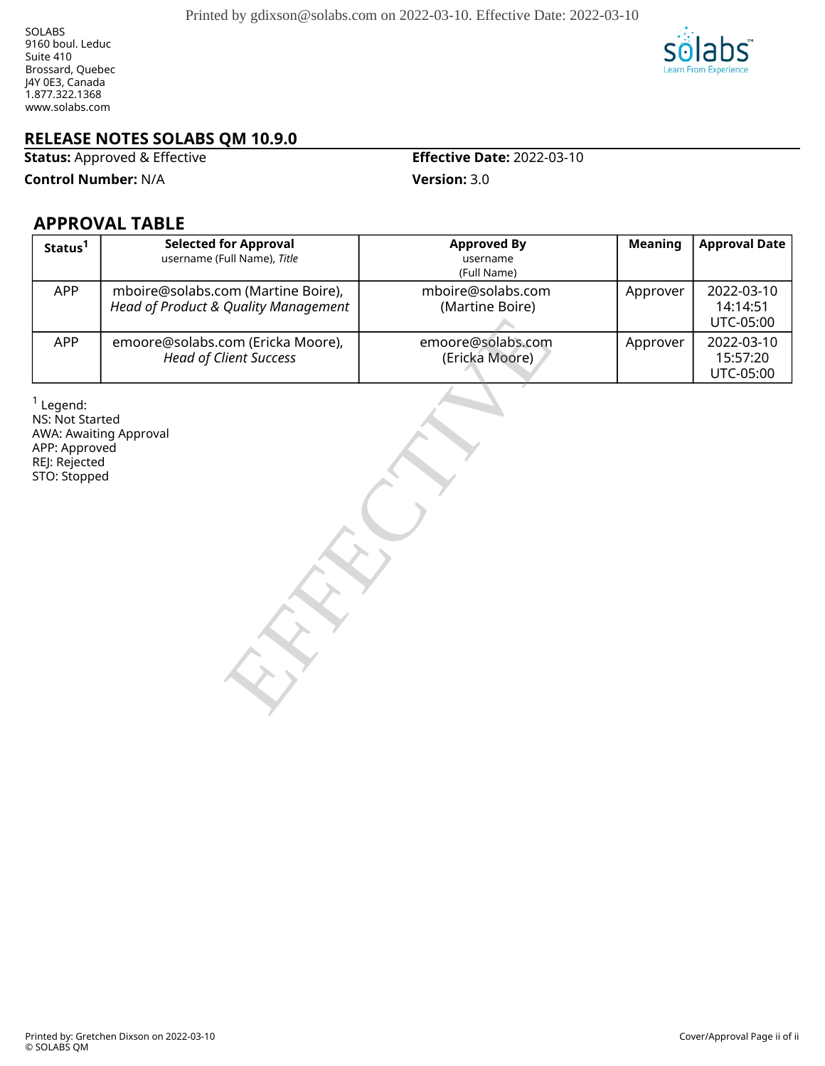SOLABS
9160 boul. Leduc
Suite 410
Brossard, Quebec
J4Y 0E3, Canada
1.877.322.1368
www.solabs.com

# RELEASE NOTES SOLABS QM 10.9.0

**Status:** Approved & Effective

**Effective Date:** 2022-03-10

**Control Number:** N/A

**Version:** 3.0

## APPROVAL TABLE

| Status[1] | Selected for Approval<br>username (Full Name), *Title* | Approved By<br>username<br>(Full Name) | Meaning | Approval Date |
|---|---|---|---|---|
| APP | mboire@solabs.com (Martine Boire), *Head of Product & Quality Management* | mboire@solabs.com (Martine Boire) | Approver | 2022-03-10 14:14:51 UTC-05:00 |
| APP | emoore@solabs.com (Ericka Moore), *Head of Client Success* | emoore@solabs.com (Ericka Moore) | Approver | 2022-03-10 15:57:20 UTC-05:00 |

[1] Legend:
NS: Not Started
AWA: Awaiting Approval
APP: Approved
REJ: Rejected
STO: Stopped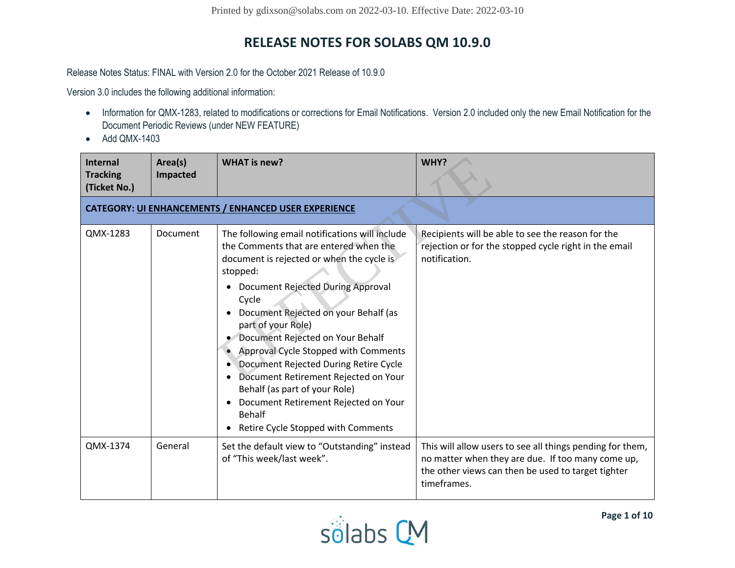# RELEASE NOTES FOR SOLABS QM 10.9.0

Release Notes Status: FINAL with Version 2.0 for the October 2021 Release of 10.9.0

Version 3.0 includes the following additional information:

- Information for QMX-1283, related to modifications or corrections for Email Notifications. Version 2.0 included only the new Email Notification for the Document Periodic Reviews (under NEW FEATURE)
- Add QMX-1403

| Internal Tracking (Ticket No.) | Area(s) Impacted | WHAT is new? | WHY? |
|---|---|---|---|
| **CATEGORY: UI ENHANCEMENTS / ENHANCED USER EXPERIENCE** | | | |
| QMX-1283 | Document | The following email notifications will include the Comments that are entered when the document is rejected or when the cycle is stopped:<br>• Document Rejected During Approval Cycle<br>• Document Rejected on your Behalf (as part of your Role)<br>• Document Rejected on Your Behalf<br>• Approval Cycle Stopped with Comments<br>• Document Rejected During Retire Cycle<br>• Document Retirement Rejected on Your Behalf (as part of your Role)<br>• Document Retirement Rejected on Your Behalf<br>• Retire Cycle Stopped with Comments | Recipients will be able to see the reason for the rejection or for the stopped cycle right in the email notification. |
| QMX-1374 | General | Set the default view to "Outstanding" instead of "This week/last week". | This will allow users to see all things pending for them, no matter when they are due. If too many come up, the other views can then be used to target tighter timeframes. |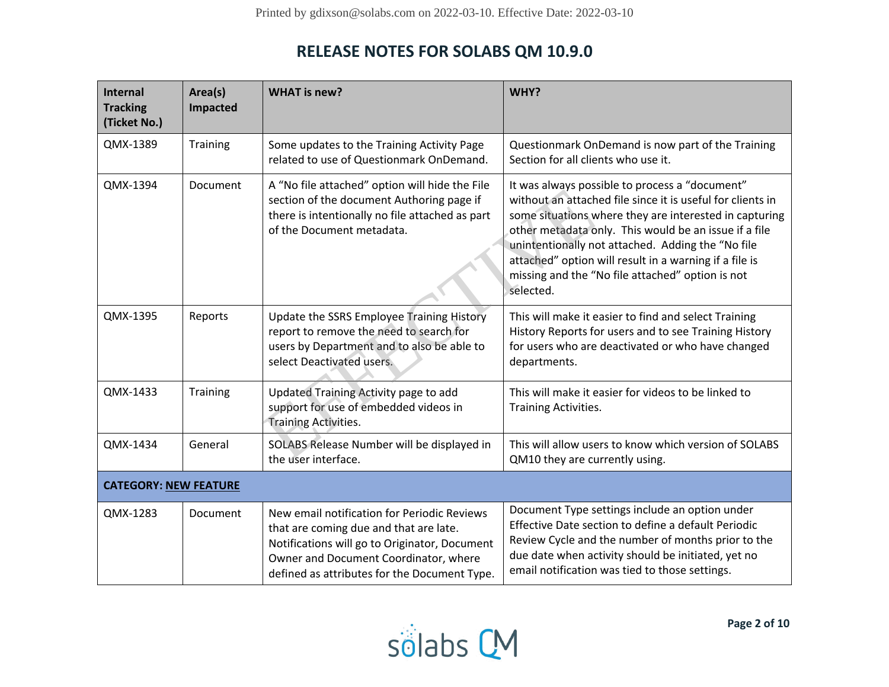# RELEASE NOTES FOR SOLABS QM 10.9.0

| Internal Tracking (Ticket No.) | Area(s) Impacted | WHAT is new? | WHY? |
|---|---|---|---|
| QMX-1389 | Training | Some updates to the Training Activity Page related to use of Questionmark OnDemand. | Questionmark OnDemand is now part of the Training Section for all clients who use it. |
| QMX-1394 | Document | A “No file attached” option will hide the File section of the document Authoring page if there is intentionally no file attached as part of the Document metadata. | It was always possible to process a “document” without an attached file since it is useful for clients in some situations where they are interested in capturing other metadata only. This would be an issue if a file unintentionally not attached. Adding the “No file attached” option will result in a warning if a file is missing and the “No file attached” option is not selected. |
| QMX-1395 | Reports | Update the SSRS Employee Training History report to remove the need to search for users by Department and to also be able to select Deactivated users. | This will make it easier to find and select Training History Reports for users and to see Training History for users who are deactivated or who have changed departments. |
| QMX-1433 | Training | Updated Training Activity page to add support for use of embedded videos in Training Activities. | This will make it easier for videos to be linked to Training Activities. |
| QMX-1434 | General | SOLABS Release Number will be displayed in the user interface. | This will allow users to know which version of SOLABS QM10 they are currently using. |
| **CATEGORY: NEW FEATURE** | | | |
| QMX-1283 | Document | New email notification for Periodic Reviews that are coming due and that are late. Notifications will go to Originator, Document Owner and Document Coordinator, where defined as attributes for the Document Type. | Document Type settings include an option under Effective Date section to define a default Periodic Review Cycle and the number of months prior to the due date when activity should be initiated, yet no email notification was tied to those settings. |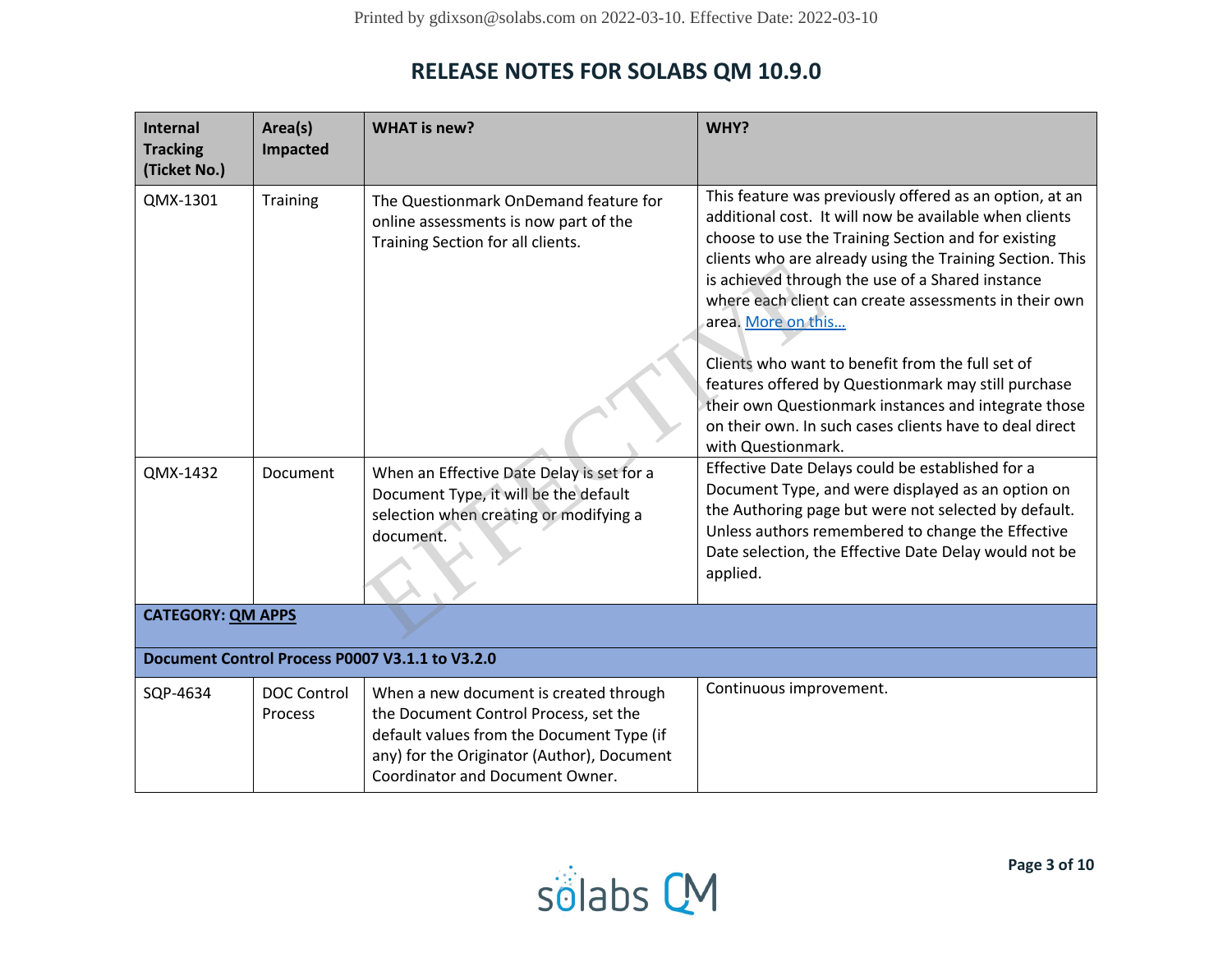# RELEASE NOTES FOR SOLABS QM 10.9.0

| Internal Tracking (Ticket No.) | Area(s) Impacted | WHAT is new? | WHY? |
|---|---|---|---|
| QMX-1301 | Training | The Questionmark OnDemand feature for online assessments is now part of the Training Section for all clients. | This feature was previously offered as an option, at an additional cost. It will now be available when clients choose to use the Training Section and for existing clients who are already using the Training Section. This is achieved through the use of a Shared instance where each client can create assessments in their own area. [More on this…](#)<br><br>Clients who want to benefit from the full set of features offered by Questionmark may still purchase their own Questionmark instances and integrate those on their own. In such cases clients have to deal direct with Questionmark. |
| QMX-1432 | Document | When an Effective Date Delay is set for a Document Type, it will be the default selection when creating or modifying a document. | Effective Date Delays could be established for a Document Type, and were displayed as an option on the Authoring page but were not selected by default. Unless authors remembered to change the Effective Date selection, the Effective Date Delay would not be applied. |
| **CATEGORY: QM APPS** | | | |
| **Document Control Process P0007 V3.1.1 to V3.2.0** | | | |
| SQP-4634 | DOC Control Process | When a new document is created through the Document Control Process, set the default values from the Document Type (if any) for the Originator (Author), Document Coordinator and Document Owner. | Continuous improvement. |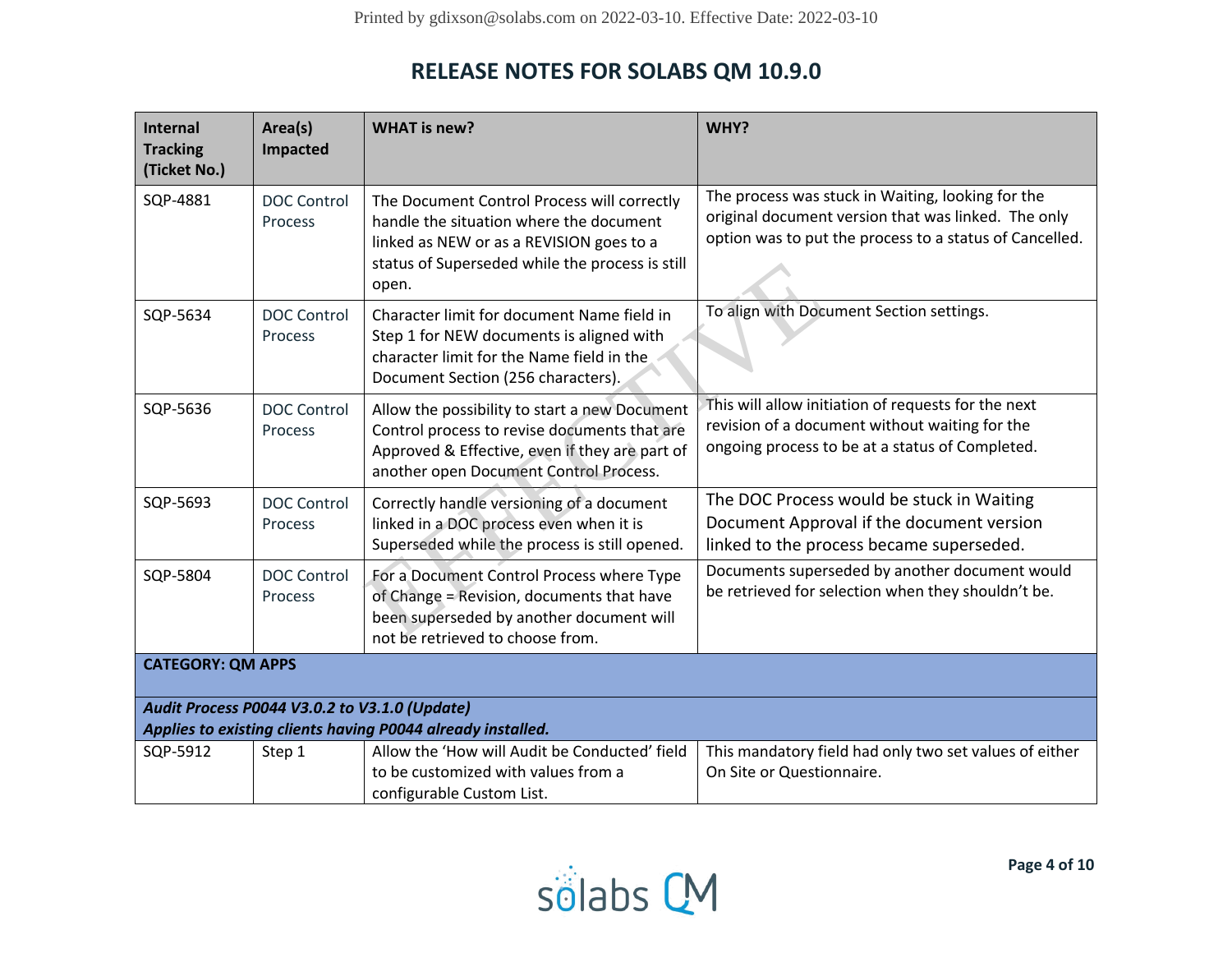# RELEASE NOTES FOR SOLABS QM 10.9.0

| Internal Tracking (Ticket No.) | Area(s) Impacted | WHAT is new? | WHY? |
|---|---|---|---|
| SQP-4881 | DOC Control Process | The Document Control Process will correctly handle the situation where the document linked as NEW or as a REVISION goes to a status of Superseded while the process is still open. | The process was stuck in Waiting, looking for the original document version that was linked. The only option was to put the process to a status of Cancelled. |
| SQP-5634 | DOC Control Process | Character limit for document Name field in Step 1 for NEW documents is aligned with character limit for the Name field in the Document Section (256 characters). | To align with Document Section settings. |
| SQP-5636 | DOC Control Process | Allow the possibility to start a new Document Control process to revise documents that are Approved & Effective, even if they are part of another open Document Control Process. | This will allow initiation of requests for the next revision of a document without waiting for the ongoing process to be at a status of Completed. |
| SQP-5693 | DOC Control Process | Correctly handle versioning of a document linked in a DOC process even when it is Superseded while the process is still opened. | The DOC Process would be stuck in Waiting Document Approval if the document version linked to the process became superseded. |
| SQP-5804 | DOC Control Process | For a Document Control Process where Type of Change = Revision, documents that have been superseded by another document will not be retrieved to choose from. | Documents superseded by another document would be retrieved for selection when they shouldn't be. |
| **CATEGORY: QM APPS** | | | |
| ***Audit Process P0044 V3.0.2 to V3.1.0 (Update)*** ***Applies to existing clients having P0044 already installed.*** | | | |
| SQP-5912 | Step 1 | Allow the 'How will Audit be Conducted' field to be customized with values from a configurable Custom List. | This mandatory field had only two set values of either On Site or Questionnaire. |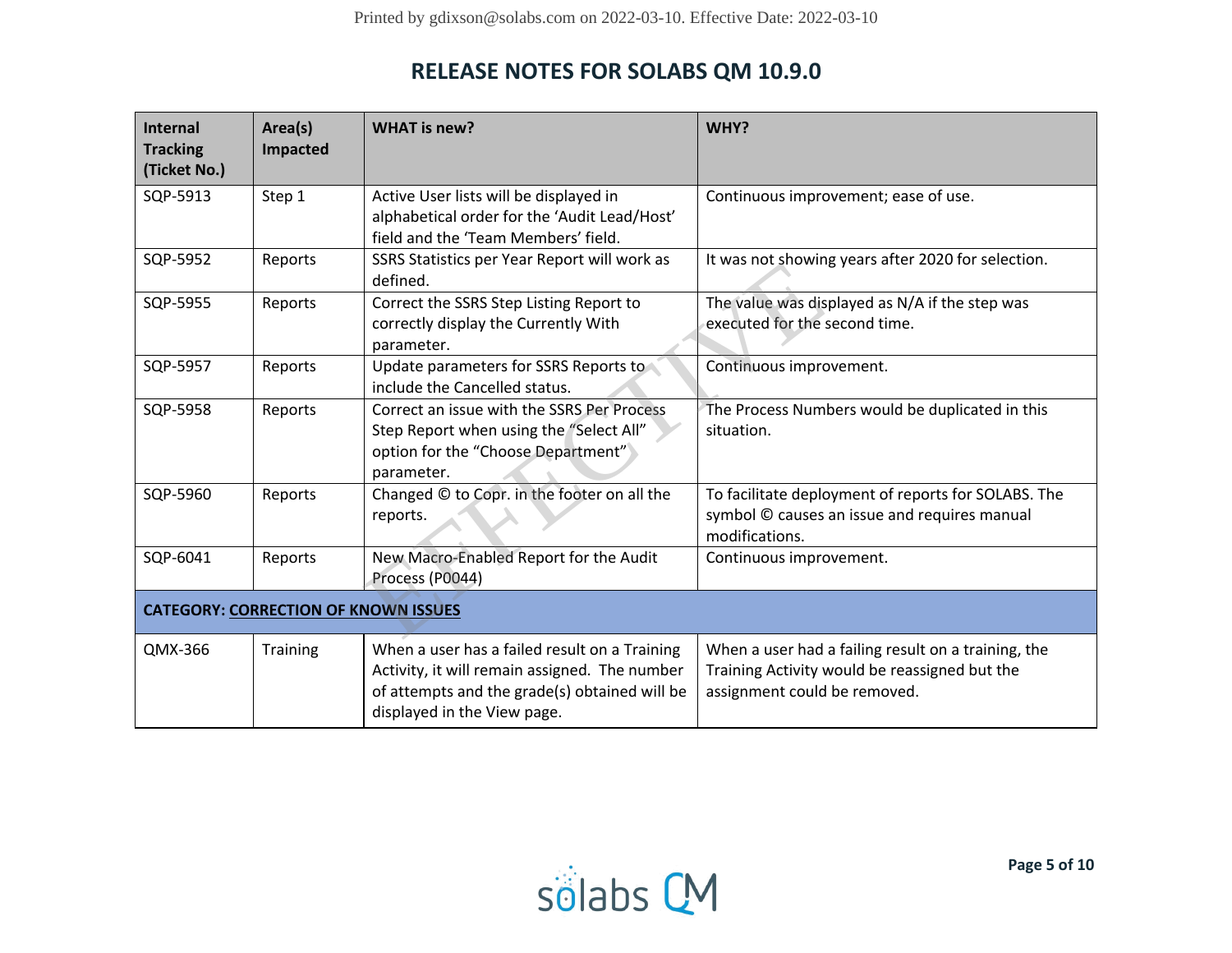# RELEASE NOTES FOR SOLABS QM 10.9.0

| Internal Tracking (Ticket No.) | Area(s) Impacted | WHAT is new? | WHY? |
|---|---|---|---|
| SQP-5913 | Step 1 | Active User lists will be displayed in alphabetical order for the 'Audit Lead/Host' field and the 'Team Members' field. | Continuous improvement; ease of use. |
| SQP-5952 | Reports | SSRS Statistics per Year Report will work as defined. | It was not showing years after 2020 for selection. |
| SQP-5955 | Reports | Correct the SSRS Step Listing Report to correctly display the Currently With parameter. | The value was displayed as N/A if the step was executed for the second time. |
| SQP-5957 | Reports | Update parameters for SSRS Reports to include the Cancelled status. | Continuous improvement. |
| SQP-5958 | Reports | Correct an issue with the SSRS Per Process Step Report when using the "Select All" option for the "Choose Department" parameter. | The Process Numbers would be duplicated in this situation. |
| SQP-5960 | Reports | Changed © to Copr. in the footer on all the reports. | To facilitate deployment of reports for SOLABS. The symbol © causes an issue and requires manual modifications. |
| SQP-6041 | Reports | New Macro-Enabled Report for the Audit Process (P0044) | Continuous improvement. |
| **CATEGORY: CORRECTION OF KNOWN ISSUES** | | | |
| QMX-366 | Training | When a user has a failed result on a Training Activity, it will remain assigned. The number of attempts and the grade(s) obtained will be displayed in the View page. | When a user had a failing result on a training, the Training Activity would be reassigned but the assignment could be removed. |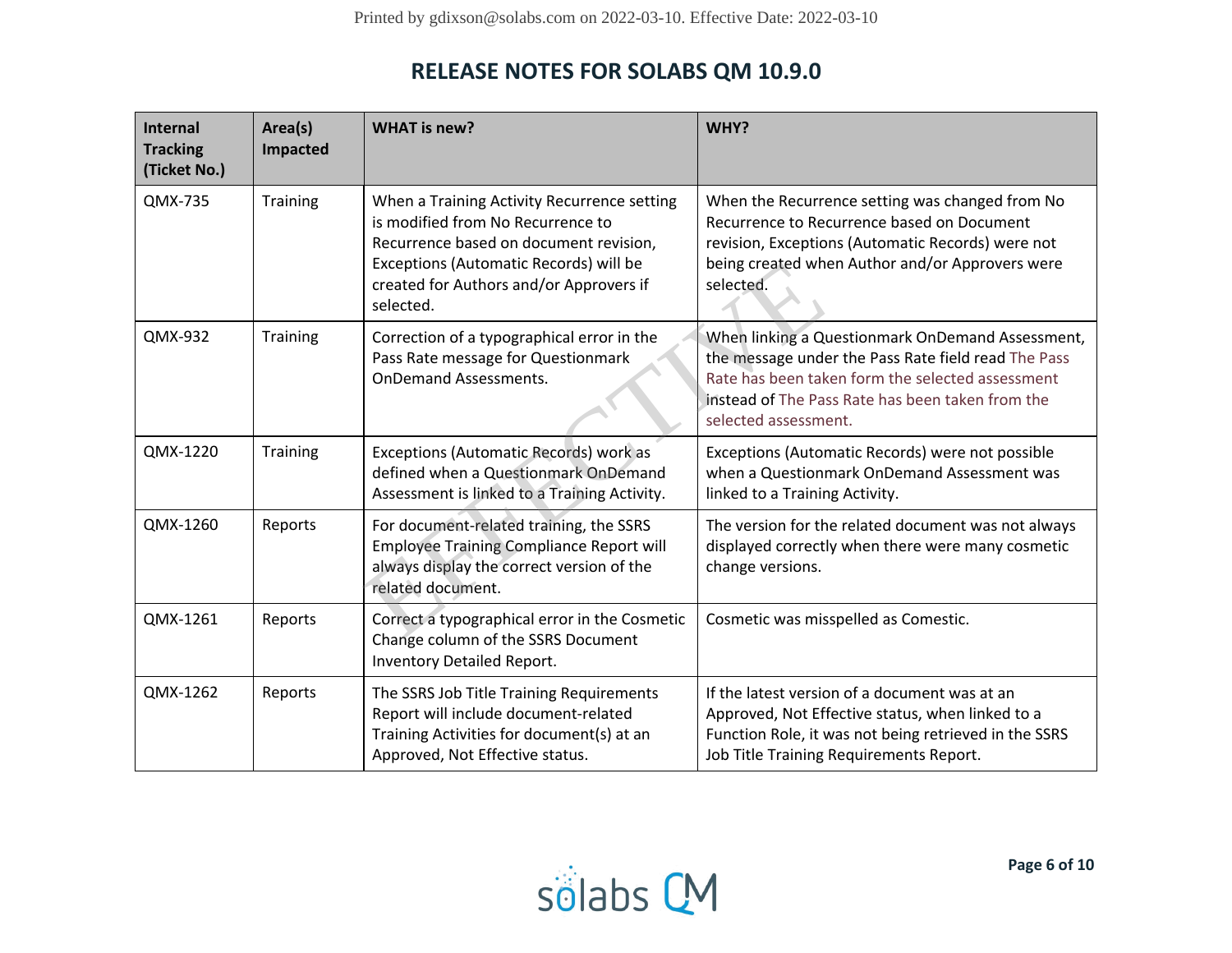# RELEASE NOTES FOR SOLABS QM 10.9.0

| Internal Tracking (Ticket No.) | Area(s) Impacted | WHAT is new? | WHY? |
|---|---|---|---|
| QMX-735 | Training | When a Training Activity Recurrence setting is modified from No Recurrence to Recurrence based on document revision, Exceptions (Automatic Records) will be created for Authors and/or Approvers if selected. | When the Recurrence setting was changed from No Recurrence to Recurrence based on Document revision, Exceptions (Automatic Records) were not being created when Author and/or Approvers were selected. |
| QMX-932 | Training | Correction of a typographical error in the Pass Rate message for Questionmark OnDemand Assessments. | When linking a Questionmark OnDemand Assessment, the message under the Pass Rate field read The Pass Rate has been taken form the selected assessment instead of The Pass Rate has been taken from the selected assessment. |
| QMX-1220 | Training | Exceptions (Automatic Records) work as defined when a Questionmark OnDemand Assessment is linked to a Training Activity. | Exceptions (Automatic Records) were not possible when a Questionmark OnDemand Assessment was linked to a Training Activity. |
| QMX-1260 | Reports | For document-related training, the SSRS Employee Training Compliance Report will always display the correct version of the related document. | The version for the related document was not always displayed correctly when there were many cosmetic change versions. |
| QMX-1261 | Reports | Correct a typographical error in the Cosmetic Change column of the SSRS Document Inventory Detailed Report. | Cosmetic was misspelled as Comestic. |
| QMX-1262 | Reports | The SSRS Job Title Training Requirements Report will include document-related Training Activities for document(s) at an Approved, Not Effective status. | If the latest version of a document was at an Approved, Not Effective status, when linked to a Function Role, it was not being retrieved in the SSRS Job Title Training Requirements Report. |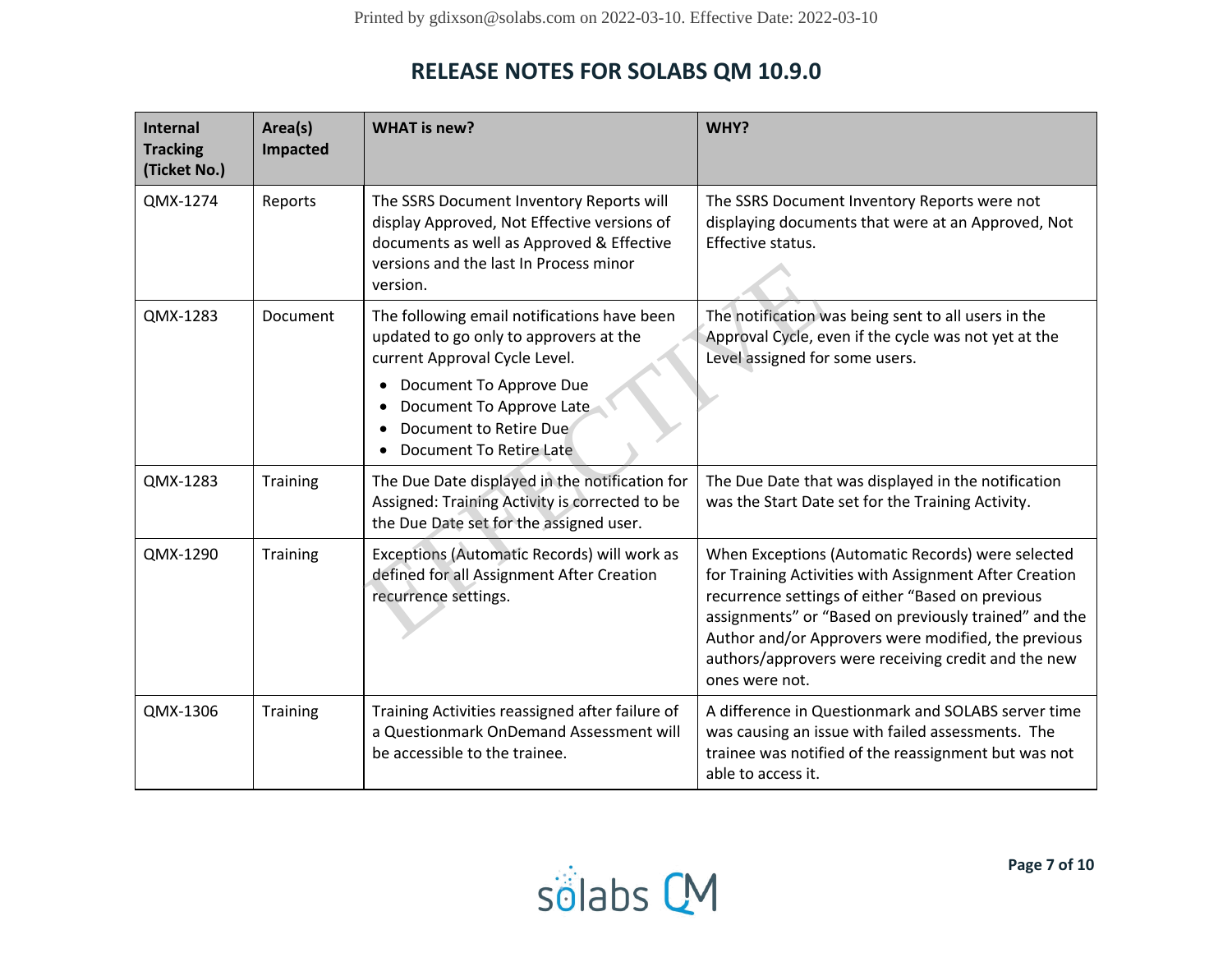# RELEASE NOTES FOR SOLABS QM 10.9.0

| Internal Tracking (Ticket No.) | Area(s) Impacted | WHAT is new? | WHY? |
|---|---|---|---|
| QMX-1274 | Reports | The SSRS Document Inventory Reports will display Approved, Not Effective versions of documents as well as Approved & Effective versions and the last In Process minor version. | The SSRS Document Inventory Reports were not displaying documents that were at an Approved, Not Effective status. |
| QMX-1283 | Document | The following email notifications have been updated to go only to approvers at the current Approval Cycle Level.<br>• Document To Approve Due<br>• Document To Approve Late<br>• Document to Retire Due<br>• Document To Retire Late | The notification was being sent to all users in the Approval Cycle, even if the cycle was not yet at the Level assigned for some users. |
| QMX-1283 | Training | The Due Date displayed in the notification for Assigned: Training Activity is corrected to be the Due Date set for the assigned user. | The Due Date that was displayed in the notification was the Start Date set for the Training Activity. |
| QMX-1290 | Training | Exceptions (Automatic Records) will work as defined for all Assignment After Creation recurrence settings. | When Exceptions (Automatic Records) were selected for Training Activities with Assignment After Creation recurrence settings of either "Based on previous assignments" or "Based on previously trained" and the Author and/or Approvers were modified, the previous authors/approvers were receiving credit and the new ones were not. |
| QMX-1306 | Training | Training Activities reassigned after failure of a Questionmark OnDemand Assessment will be accessible to the trainee. | A difference in Questionmark and SOLABS server time was causing an issue with failed assessments. The trainee was notified of the reassignment but was not able to access it. |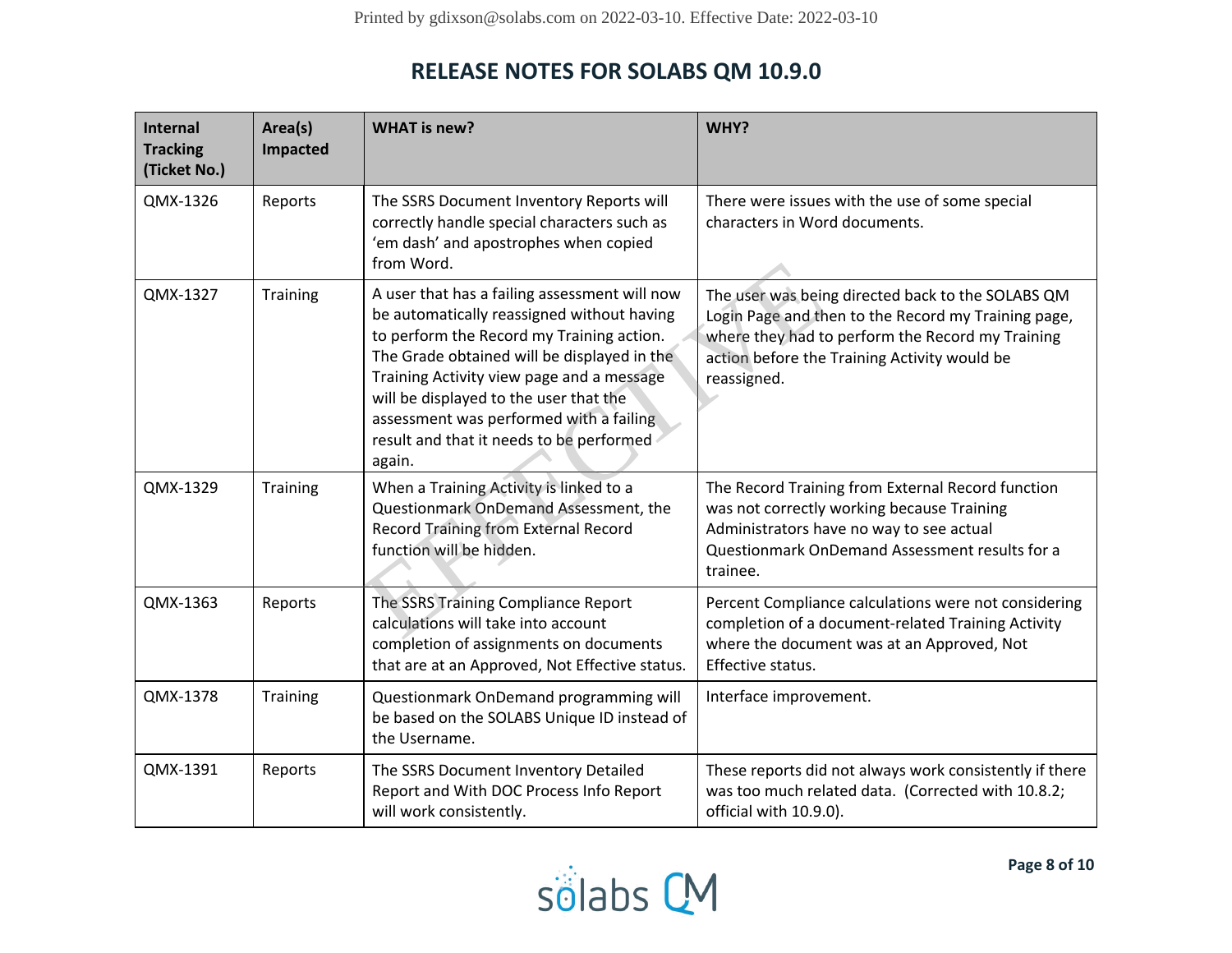# RELEASE NOTES FOR SOLABS QM 10.9.0

| Internal Tracking (Ticket No.) | Area(s) Impacted | WHAT is new? | WHY? |
|---|---|---|---|
| QMX-1326 | Reports | The SSRS Document Inventory Reports will correctly handle special characters such as 'em dash' and apostrophes when copied from Word. | There were issues with the use of some special characters in Word documents. |
| QMX-1327 | Training | A user that has a failing assessment will now be automatically reassigned without having to perform the Record my Training action. The Grade obtained will be displayed in the Training Activity view page and a message will be displayed to the user that the assessment was performed with a failing result and that it needs to be performed again. | The user was being directed back to the SOLABS QM Login Page and then to the Record my Training page, where they had to perform the Record my Training action before the Training Activity would be reassigned. |
| QMX-1329 | Training | When a Training Activity is linked to a Questionmark OnDemand Assessment, the Record Training from External Record function will be hidden. | The Record Training from External Record function was not correctly working because Training Administrators have no way to see actual Questionmark OnDemand Assessment results for a trainee. |
| QMX-1363 | Reports | The SSRS Training Compliance Report calculations will take into account completion of assignments on documents that are at an Approved, Not Effective status. | Percent Compliance calculations were not considering completion of a document-related Training Activity where the document was at an Approved, Not Effective status. |
| QMX-1378 | Training | Questionmark OnDemand programming will be based on the SOLABS Unique ID instead of the Username. | Interface improvement. |
| QMX-1391 | Reports | The SSRS Document Inventory Detailed Report and With DOC Process Info Report will work consistently. | These reports did not always work consistently if there was too much related data. (Corrected with 10.8.2; official with 10.9.0). |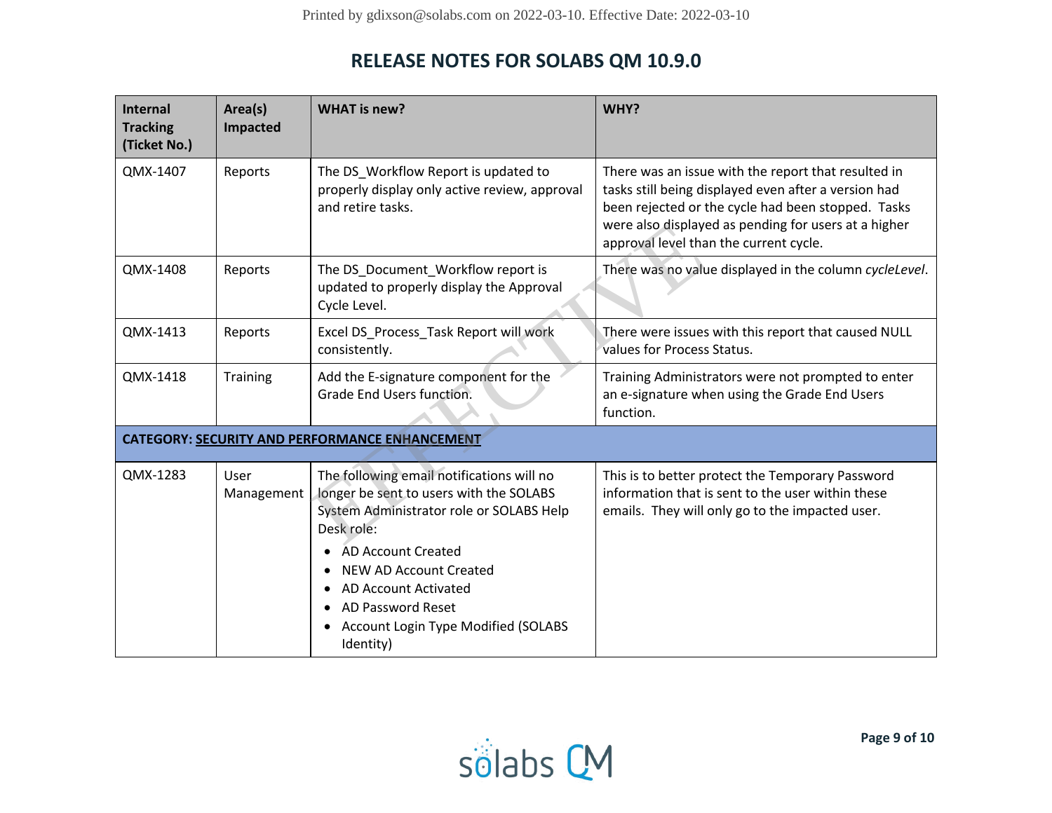# RELEASE NOTES FOR SOLABS QM 10.9.0

| Internal Tracking (Ticket No.) | Area(s) Impacted | WHAT is new? | WHY? |
|---|---|---|---|
| QMX-1407 | Reports | The DS_Workflow Report is updated to properly display only active review, approval and retire tasks. | There was an issue with the report that resulted in tasks still being displayed even after a version had been rejected or the cycle had been stopped. Tasks were also displayed as pending for users at a higher approval level than the current cycle. |
| QMX-1408 | Reports | The DS_Document_Workflow report is updated to properly display the Approval Cycle Level. | There was no value displayed in the column *cycleLevel*. |
| QMX-1413 | Reports | Excel DS_Process_Task Report will work consistently. | There were issues with this report that caused NULL values for Process Status. |
| QMX-1418 | Training | Add the E-signature component for the Grade End Users function. | Training Administrators were not prompted to enter an e-signature when using the Grade End Users function. |
| **CATEGORY: <u>SECURITY AND PERFORMANCE ENHANCEMENT</u>** | | | |
| QMX-1283 | User Management | The following email notifications will no longer be sent to users with the SOLABS System Administrator role or SOLABS Help Desk role:<br>• AD Account Created<br>• NEW AD Account Created<br>• AD Account Activated<br>• AD Password Reset<br>• Account Login Type Modified (SOLABS Identity) | This is to better protect the Temporary Password information that is sent to the user within these emails. They will only go to the impacted user. |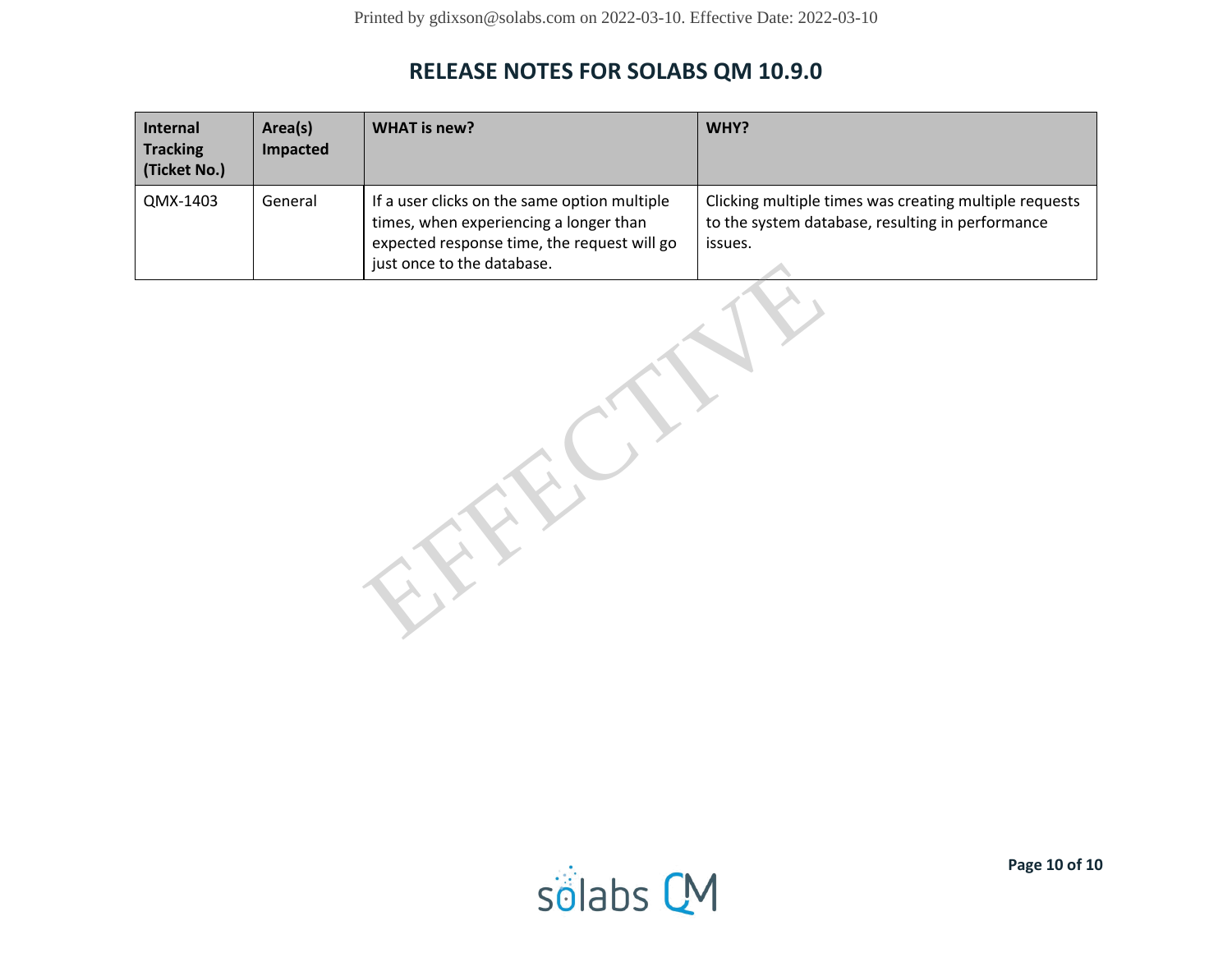# RELEASE NOTES FOR SOLABS QM 10.9.0

| Internal Tracking (Ticket No.) | Area(s) Impacted | WHAT is new? | WHY? |
|---|---|---|---|
| QMX-1403 | General | If a user clicks on the same option multiple times, when experiencing a longer than expected response time, the request will go just once to the database. | Clicking multiple times was creating multiple requests to the system database, resulting in performance issues. |